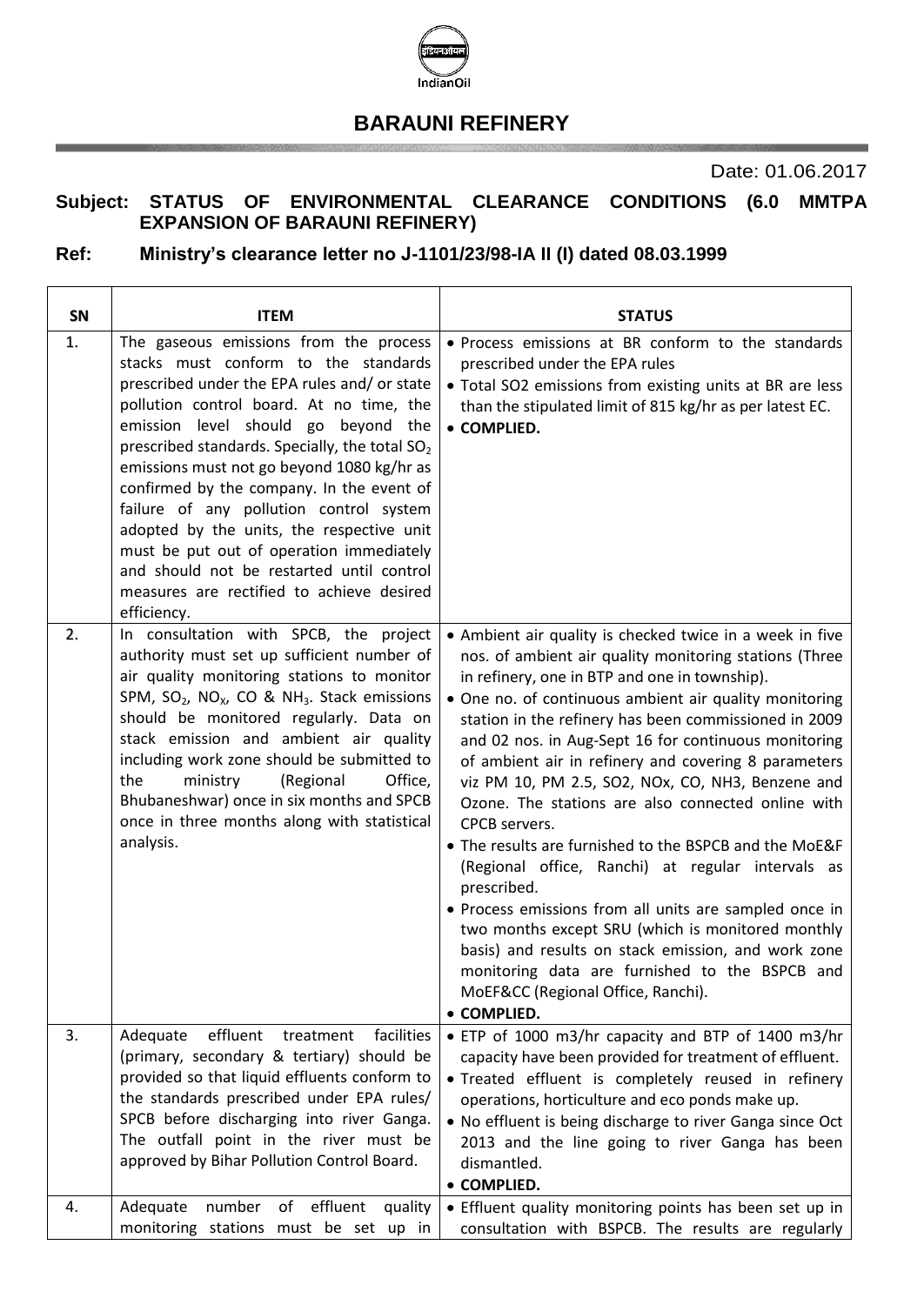# BARAUNI REFINERY

Date: 01.06.2017

**Subject: STATUS OF ENVIRONMENTAL CLEARANCE CONDITIONS (6.0 MMTPA EXPANSION OF BARAUNI REFINERY)**

**Ref: Ministry's clearance letter no J-1101/23/98-IA II (I) dated 08.03.1999**

| SN | ITEM | STATUS |
|---|---|---|
| 1. | The gaseous emissions from the process stacks must conform to the standards prescribed under the EPA rules and/ or state pollution control board. At no time, the emission level should go beyond the prescribed standards. Specially, the total $SO_2$ emissions must not go beyond 1080 kg/hr as confirmed by the company. In the event of failure of any pollution control system adopted by the units, the respective unit must be put out of operation immediately and should not be restarted until control measures are rectified to achieve desired efficiency. | • Process emissions at BR conform to the standards prescribed under the EPA rules<br>• Total SO2 emissions from existing units at BR are less than the stipulated limit of 815 kg/hr as per latest EC.<br>• **COMPLIED.** |
| 2. | In consultation with SPCB, the project authority must set up sufficient number of air quality monitoring stations to monitor SPM, $SO_2$, $NO_x$, CO & $NH_3$. Stack emissions should be monitored regularly. Data on stack emission and ambient air quality including work zone should be submitted to the ministry (Regional Office, Bhubaneshwar) once in six months and SPCB once in three months along with statistical analysis. | • Ambient air quality is checked twice in a week in five nos. of ambient air quality monitoring stations (Three in refinery, one in BTP and one in township).<br>• One no. of continuous ambient air quality monitoring station in the refinery has been commissioned in 2009 and 02 nos. in Aug-Sept 16 for continuous monitoring of ambient air in refinery and covering 8 parameters viz PM 10, PM 2.5, SO2, NOx, CO, NH3, Benzene and Ozone. The stations are also connected online with CPCB servers.<br>• The results are furnished to the BSPCB and the MoE&F (Regional office, Ranchi) at regular intervals as prescribed.<br>• Process emissions from all units are sampled once in two months except SRU (which is monitored monthly basis) and results on stack emission, and work zone monitoring data are furnished to the BSPCB and MoEF&CC (Regional Office, Ranchi).<br>• **COMPLIED.** |
| 3. | Adequate effluent treatment facilities (primary, secondary & tertiary) should be provided so that liquid effluents conform to the standards prescribed under EPA rules/ SPCB before discharging into river Ganga. The outfall point in the river must be approved by Bihar Pollution Control Board. | • ETP of 1000 m3/hr capacity and BTP of 1400 m3/hr capacity have been provided for treatment of effluent.<br>• Treated effluent is completely reused in refinery operations, horticulture and eco ponds make up.<br>• No effluent is being discharge to river Ganga since Oct 2013 and the line going to river Ganga has been dismantled.<br>• **COMPLIED.** |
| 4. | Adequate number of effluent quality monitoring stations must be set up in | • Effluent quality monitoring points has been set up in consultation with BSPCB. The results are regularly |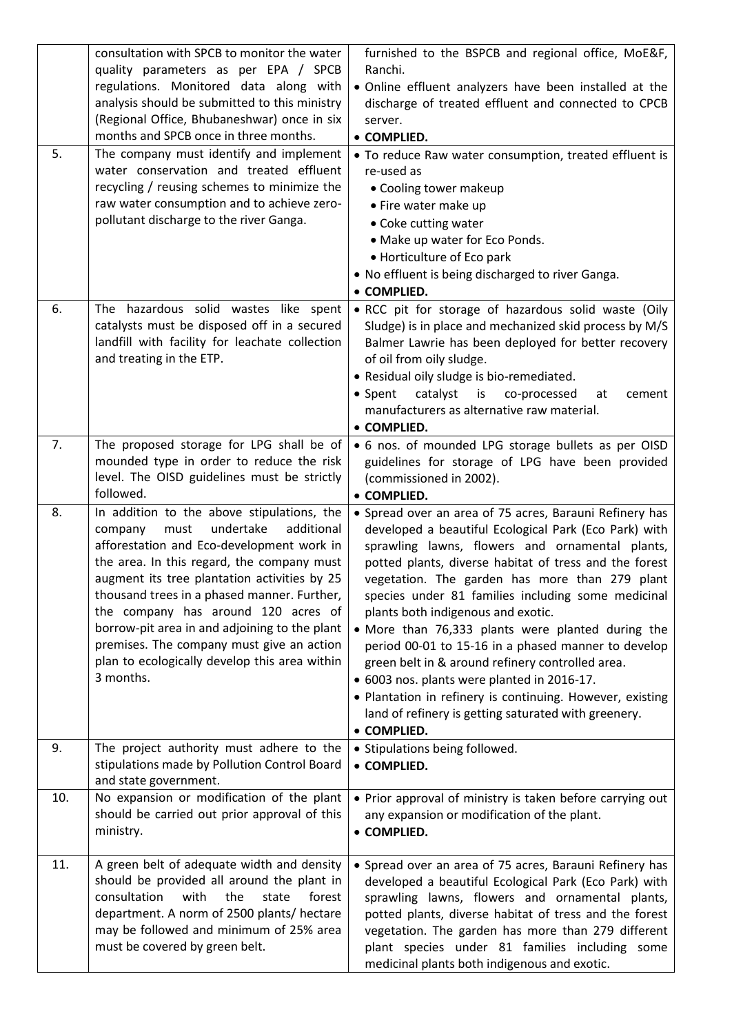| | | |
|---|---|---|
| | consultation with SPCB to monitor the water quality parameters as per EPA / SPCB regulations. Monitored data along with analysis should be submitted to this ministry (Regional Office, Bhubaneshwar) once in six months and SPCB once in three months. | furnished to the BSPCB and regional office, MoE&F, Ranchi.<br>• Online effluent analyzers have been installed at the discharge of treated effluent and connected to CPCB server.<br>• **COMPLIED.** |
| 5. | The company must identify and implement water conservation and treated effluent recycling / reusing schemes to minimize the raw water consumption and to achieve zero-pollutant discharge to the river Ganga. | • To reduce Raw water consumption, treated effluent is re-used as<br>• Cooling tower makeup<br>• Fire water make up<br>• Coke cutting water<br>• Make up water for Eco Ponds.<br>• Horticulture of Eco park<br>• No effluent is being discharged to river Ganga.<br>• **COMPLIED.** |
| 6. | The hazardous solid wastes like spent catalysts must be disposed off in a secured landfill with facility for leachate collection and treating in the ETP. | • RCC pit for storage of hazardous solid waste (Oily Sludge) is in place and mechanized skid process by M/S Balmer Lawrie has been deployed for better recovery of oil from oily sludge.<br>• Residual oily sludge is bio-remediated.<br>• Spent catalyst is co-processed at cement manufacturers as alternative raw material.<br>• **COMPLIED.** |
| 7. | The proposed storage for LPG shall be of mounded type in order to reduce the risk level. The OISD guidelines must be strictly followed. | • 6 nos. of mounded LPG storage bullets as per OISD guidelines for storage of LPG have been provided (commissioned in 2002).<br>• **COMPLIED.** |
| 8. | In addition to the above stipulations, the company must undertake additional afforestation and Eco-development work in the area. In this regard, the company must augment its tree plantation activities by 25 thousand trees in a phased manner. Further, the company has around 120 acres of borrow-pit area in and adjoining to the plant premises. The company must give an action plan to ecologically develop this area within 3 months. | • Spread over an area of 75 acres, Barauni Refinery has developed a beautiful Ecological Park (Eco Park) with sprawling lawns, flowers and ornamental plants, potted plants, diverse habitat of tress and the forest vegetation. The garden has more than 279 plant species under 81 families including some medicinal plants both indigenous and exotic.<br>• More than 76,333 plants were planted during the period 00-01 to 15-16 in a phased manner to develop green belt in & around refinery controlled area.<br>• 6003 nos. plants were planted in 2016-17.<br>• Plantation in refinery is continuing. However, existing land of refinery is getting saturated with greenery.<br>• **COMPLIED.** |
| 9. | The project authority must adhere to the stipulations made by Pollution Control Board and state government. | • Stipulations being followed.<br>• **COMPLIED.** |
| 10. | No expansion or modification of the plant should be carried out prior approval of this ministry. | • Prior approval of ministry is taken before carrying out any expansion or modification of the plant.<br>• **COMPLIED.** |
| 11. | A green belt of adequate width and density should be provided all around the plant in consultation with the state forest department. A norm of 2500 plants/ hectare may be followed and minimum of 25% area must be covered by green belt. | • Spread over an area of 75 acres, Barauni Refinery has developed a beautiful Ecological Park (Eco Park) with sprawling lawns, flowers and ornamental plants, potted plants, diverse habitat of tress and the forest vegetation. The garden has more than 279 different plant species under 81 families including some medicinal plants both indigenous and exotic. |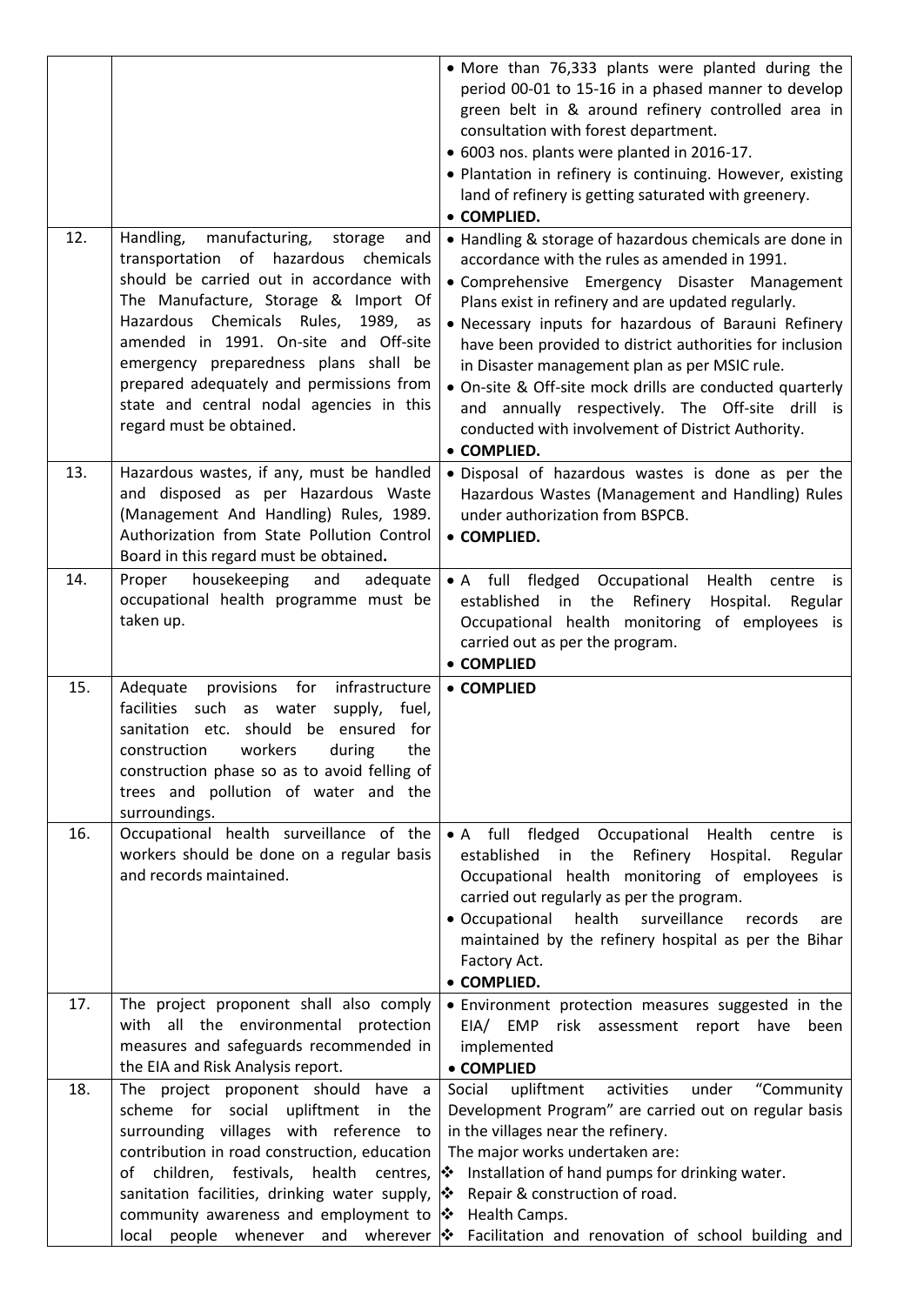| | | |
|---|---|---|
| | | • More than 76,333 plants were planted during the period 00-01 to 15-16 in a phased manner to develop green belt in & around refinery controlled area in consultation with forest department.<br>• 6003 nos. plants were planted in 2016-17.<br>• Plantation in refinery is continuing. However, existing land of refinery is getting saturated with greenery.<br>• **COMPLIED.** |
| 12. | Handling, manufacturing, storage and transportation of hazardous chemicals should be carried out in accordance with The Manufacture, Storage & Import Of Hazardous Chemicals Rules, 1989, as amended in 1991. On-site and Off-site emergency preparedness plans shall be prepared adequately and permissions from state and central nodal agencies in this regard must be obtained. | • Handling & storage of hazardous chemicals are done in accordance with the rules as amended in 1991.<br>• Comprehensive Emergency Disaster Management Plans exist in refinery and are updated regularly.<br>• Necessary inputs for hazardous of Barauni Refinery have been provided to district authorities for inclusion in Disaster management plan as per MSIC rule.<br>• On-site & Off-site mock drills are conducted quarterly and annually respectively. The Off-site drill is conducted with involvement of District Authority.<br>• **COMPLIED.** |
| 13. | Hazardous wastes, if any, must be handled and disposed as per Hazardous Waste (Management And Handling) Rules, 1989. Authorization from State Pollution Control Board in this regard must be obtained. | • Disposal of hazardous wastes is done as per the Hazardous Wastes (Management and Handling) Rules under authorization from BSPCB.<br>• **COMPLIED.** |
| 14. | Proper housekeeping and adequate occupational health programme must be taken up. | • A full fledged Occupational Health centre is established in the Refinery Hospital. Regular Occupational health monitoring of employees is carried out as per the program.<br>• **COMPLIED** |
| 15. | Adequate provisions for infrastructure facilities such as water supply, fuel, sanitation etc. should be ensured for construction workers during the construction phase so as to avoid felling of trees and pollution of water and the surroundings. | • **COMPLIED** |
| 16. | Occupational health surveillance of the workers should be done on a regular basis and records maintained. | • A full fledged Occupational Health centre is established in the Refinery Hospital. Regular Occupational health monitoring of employees is carried out regularly as per the program.<br>• Occupational health surveillance records are maintained by the refinery hospital as per the Bihar Factory Act.<br>• **COMPLIED.** |
| 17. | The project proponent shall also comply with all the environmental protection measures and safeguards recommended in the EIA and Risk Analysis report. | • Environment protection measures suggested in the EIA/ EMP risk assessment report have been implemented<br>• **COMPLIED** |
| 18. | The project proponent should have a scheme for social upliftment in the surrounding villages with reference to contribution in road construction, education of children, festivals, health centres, sanitation facilities, drinking water supply, community awareness and employment to local people whenever and wherever | Social upliftment activities under "Community Development Program" are carried out on regular basis in the villages near the refinery.<br>The major works undertaken are:<br>❖ Installation of hand pumps for drinking water.<br>❖ Repair & construction of road.<br>❖ Health Camps.<br>❖ Facilitation and renovation of school building and |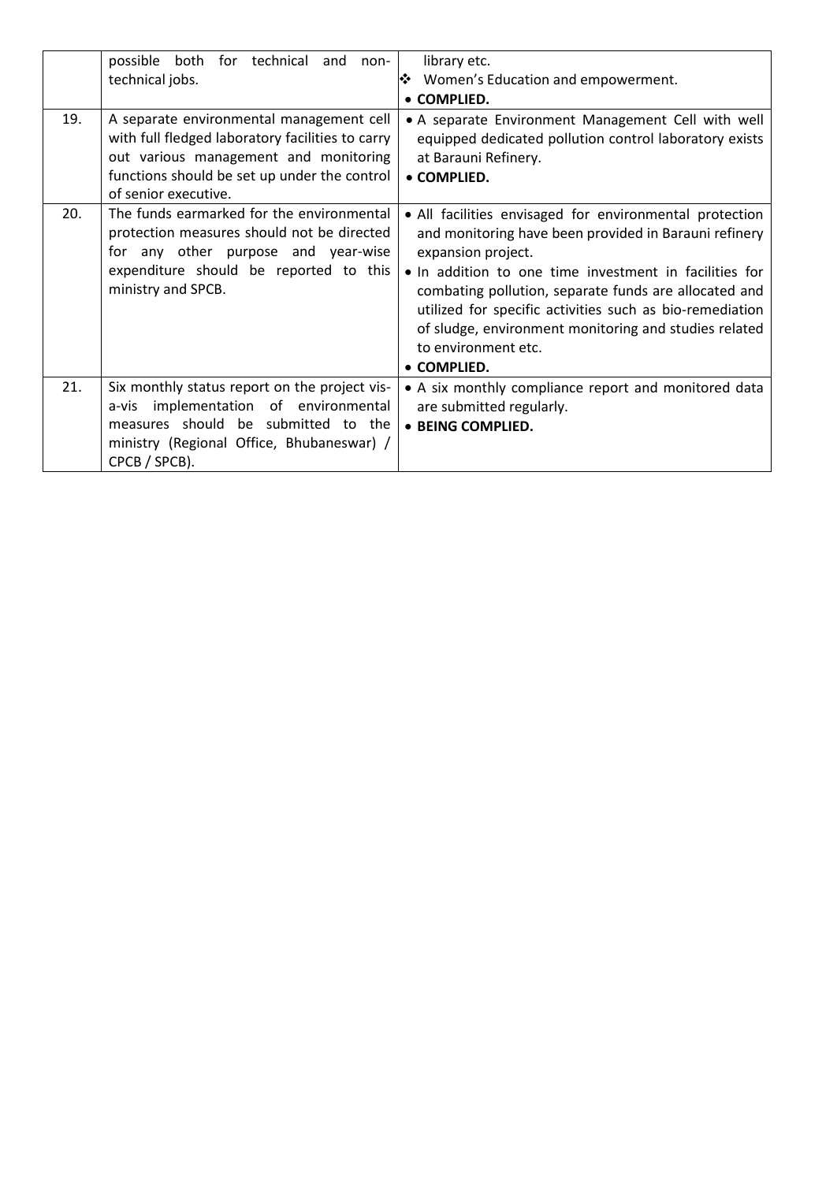| | | |
|---|---|---|
| | possible both for technical and non-technical jobs. | library etc.<br>❖ Women's Education and empowerment.<br>• **COMPLIED.** |
| 19. | A separate environmental management cell with full fledged laboratory facilities to carry out various management and monitoring functions should be set up under the control of senior executive. | • A separate Environment Management Cell with well equipped dedicated pollution control laboratory exists at Barauni Refinery.<br>• **COMPLIED.** |
| 20. | The funds earmarked for the environmental protection measures should not be directed for any other purpose and year-wise expenditure should be reported to this ministry and SPCB. | • All facilities envisaged for environmental protection and monitoring have been provided in Barauni refinery expansion project.<br>• In addition to one time investment in facilities for combating pollution, separate funds are allocated and utilized for specific activities such as bio-remediation of sludge, environment monitoring and studies related to environment etc.<br>• **COMPLIED.** |
| 21. | Six monthly status report on the project vis-a-vis implementation of environmental measures should be submitted to the ministry (Regional Office, Bhubaneswar) / CPCB / SPCB). | • A six monthly compliance report and monitored data are submitted regularly.<br>• **BEING COMPLIED.** |